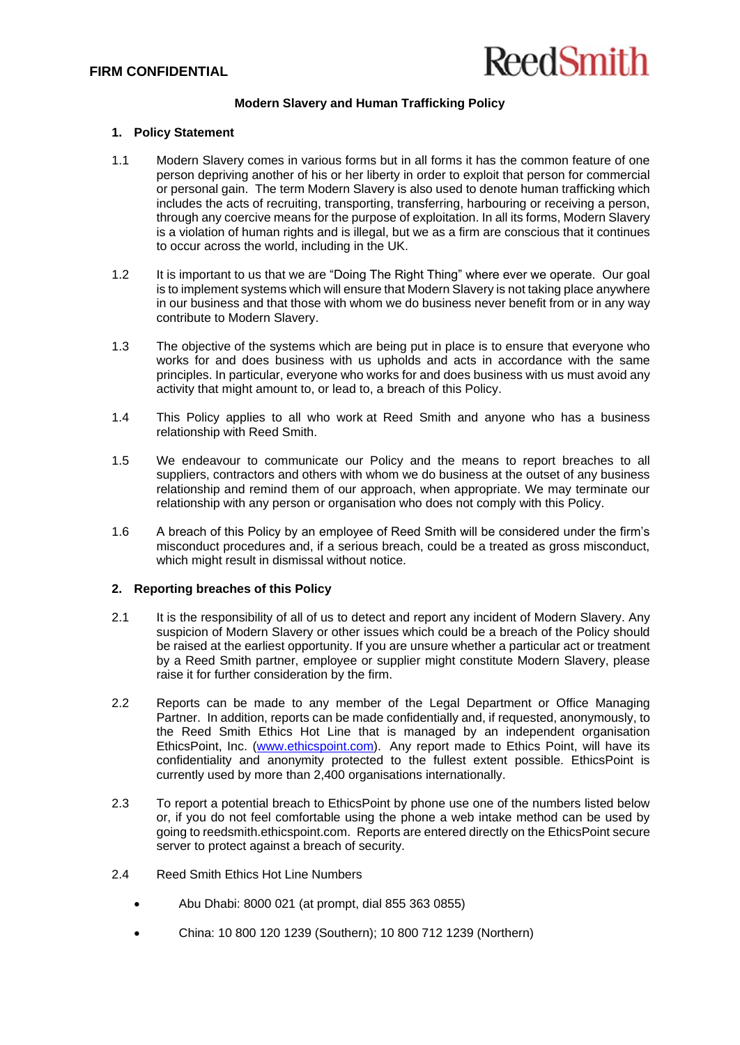**FIRM CONFIDENTIAL**

**Modern Slavery and Human Trafficking Policy**

## 1. Policy Statement

1.1 Modern Slavery comes in various forms but in all forms it has the common feature of one person depriving another of his or her liberty in order to exploit that person for commercial or personal gain. The term Modern Slavery is also used to denote human trafficking which includes the acts of recruiting, transporting, transferring, harbouring or receiving a person, through any coercive means for the purpose of exploitation. In all its forms, Modern Slavery is a violation of human rights and is illegal, but we as a firm are conscious that it continues to occur across the world, including in the UK.

1.2 It is important to us that we are "Doing The Right Thing" where ever we operate. Our goal is to implement systems which will ensure that Modern Slavery is not taking place anywhere in our business and that those with whom we do business never benefit from or in any way contribute to Modern Slavery.

1.3 The objective of the systems which are being put in place is to ensure that everyone who works for and does business with us upholds and acts in accordance with the same principles. In particular, everyone who works for and does business with us must avoid any activity that might amount to, or lead to, a breach of this Policy.

1.4 This Policy applies to all who work at Reed Smith and anyone who has a business relationship with Reed Smith.

1.5 We endeavour to communicate our Policy and the means to report breaches to all suppliers, contractors and others with whom we do business at the outset of any business relationship and remind them of our approach, when appropriate. We may terminate our relationship with any person or organisation who does not comply with this Policy.

1.6 A breach of this Policy by an employee of Reed Smith will be considered under the firm's misconduct procedures and, if a serious breach, could be a treated as gross misconduct, which might result in dismissal without notice.

## 2. Reporting breaches of this Policy

2.1 It is the responsibility of all of us to detect and report any incident of Modern Slavery. Any suspicion of Modern Slavery or other issues which could be a breach of the Policy should be raised at the earliest opportunity. If you are unsure whether a particular act or treatment by a Reed Smith partner, employee or supplier might constitute Modern Slavery, please raise it for further consideration by the firm.

2.2 Reports can be made to any member of the Legal Department or Office Managing Partner. In addition, reports can be made confidentially and, if requested, anonymously, to the Reed Smith Ethics Hot Line that is managed by an independent organisation EthicsPoint, Inc. ([www.ethicspoint.com](http://www.ethicspoint.com)). Any report made to Ethics Point, will have its confidentiality and anonymity protected to the fullest extent possible. EthicsPoint is currently used by more than 2,400 organisations internationally.

2.3 To report a potential breach to EthicsPoint by phone use one of the numbers listed below or, if you do not feel comfortable using the phone a web intake method can be used by going to reedsmith.ethicspoint.com. Reports are entered directly on the EthicsPoint secure server to protect against a breach of security.

2.4 Reed Smith Ethics Hot Line Numbers

- Abu Dhabi: 8000 021 (at prompt, dial 855 363 0855)
- China: 10 800 120 1239 (Southern); 10 800 712 1239 (Northern)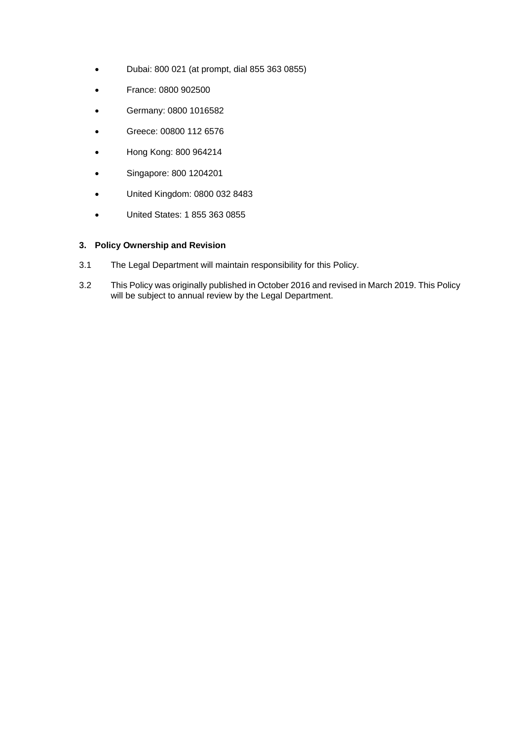- Dubai: 800 021 (at prompt, dial 855 363 0855)
- France: 0800 902500
- Germany: 0800 1016582
- Greece: 00800 112 6576
- Hong Kong: 800 964214
- Singapore: 800 1204201
- United Kingdom: 0800 032 8483
- United States: 1 855 363 0855

**3. Policy Ownership and Revision**

3.1 The Legal Department will maintain responsibility for this Policy.

3.2 This Policy was originally published in October 2016 and revised in March 2019. This Policy will be subject to annual review by the Legal Department.